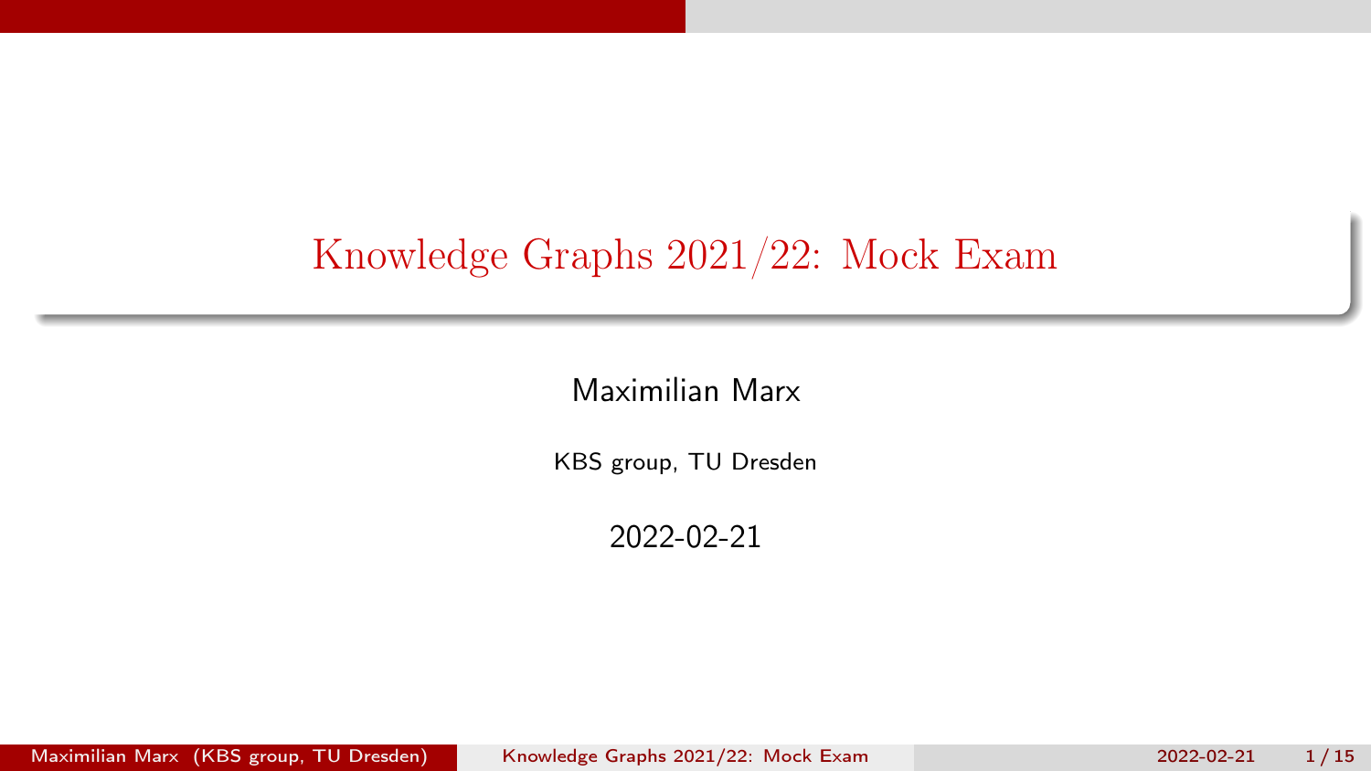# Knowledge Graphs 2021/22: Mock Exam

Maximilian Marx

KBS group, TU Dresden

2022-02-21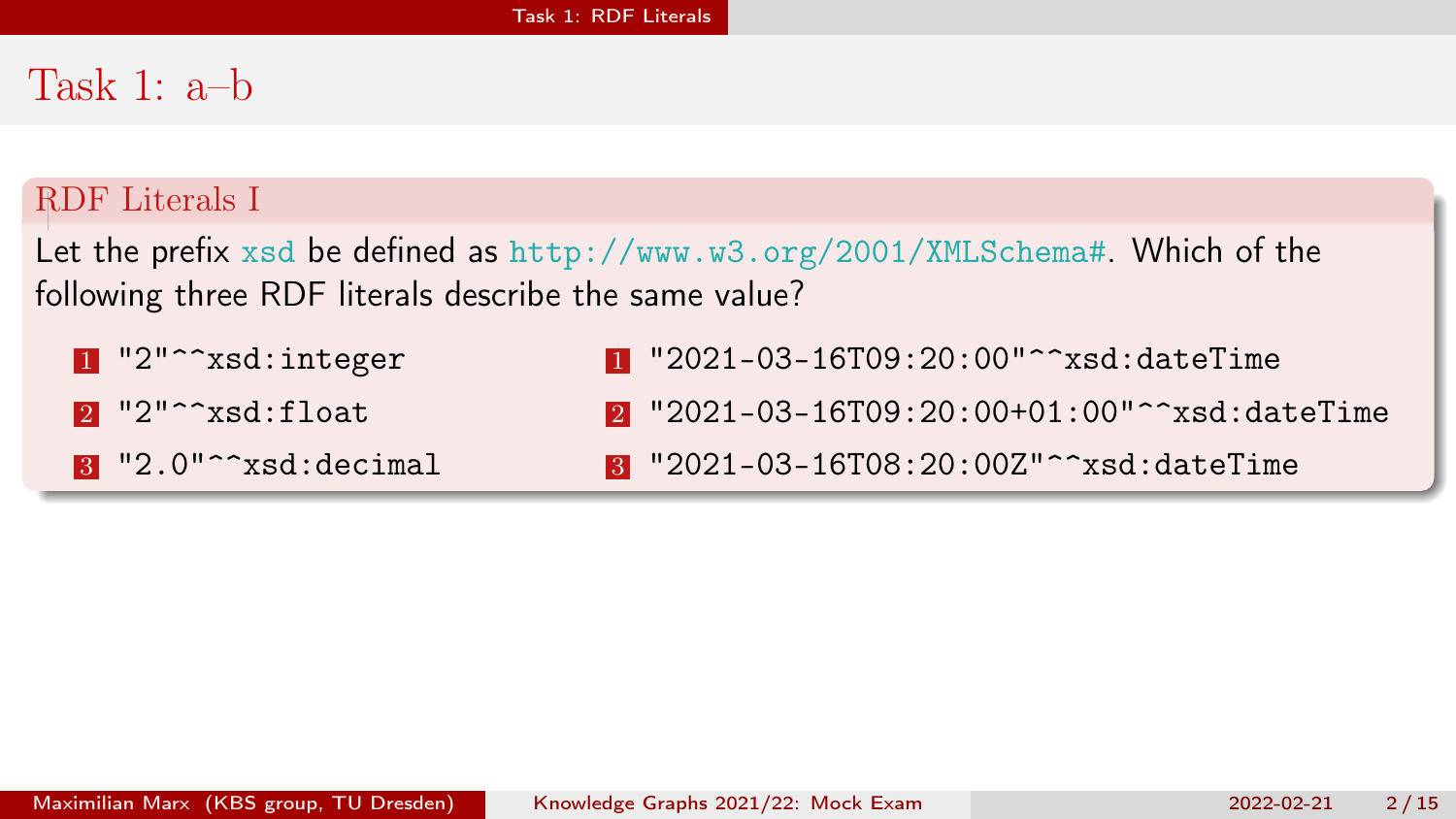# Task 1: a–b

## RDF Literals I

Let the prefix `xsd` be defined as `http://www.w3.org/2001/XMLSchema#`. Which of the following three RDF literals describe the same value?

1. `"2"^^xsd:integer`
2. `"2"^^xsd:float`
3. `"2.0"^^xsd:decimal`

1. `"2021-03-16T09:20:00"^^xsd:dateTime`
2. `"2021-03-16T09:20:00+01:00"^^xsd:dateTime`
3. `"2021-03-16T08:20:00Z"^^xsd:dateTime`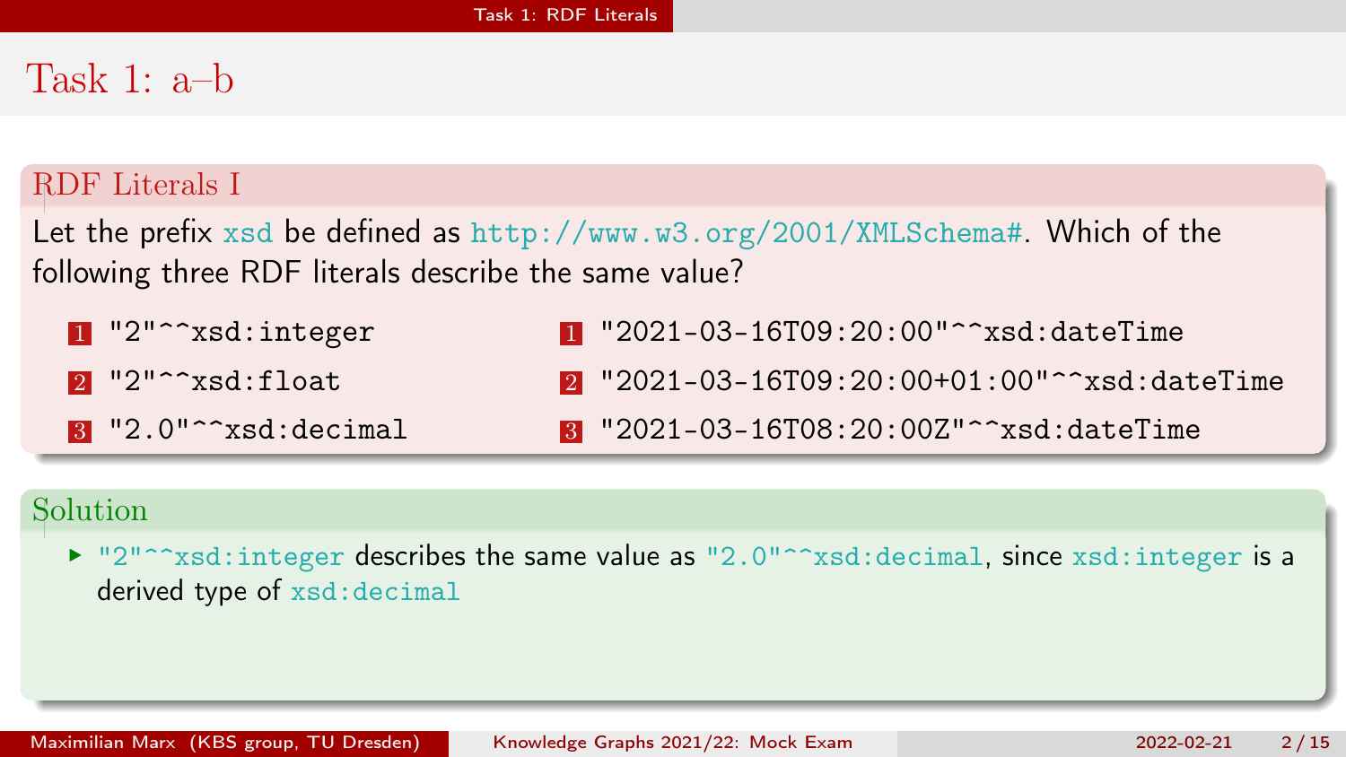# Task 1: a–b

### RDF Literals I

Let the prefix `xsd` be defined as `http://www.w3.org/2001/XMLSchema#`. Which of the following three RDF literals describe the same value?

1. `"2"^^xsd:integer`
2. `"2"^^xsd:float`
3. `"2.0"^^xsd:decimal`

1. `"2021-03-16T09:20:00"^^xsd:dateTime`
2. `"2021-03-16T09:20:00+01:00"^^xsd:dateTime`
3. `"2021-03-16T08:20:00Z"^^xsd:dateTime`

### Solution

- `"2"^^xsd:integer` describes the same value as `"2.0"^^xsd:decimal`, since `xsd:integer` is a derived type of `xsd:decimal`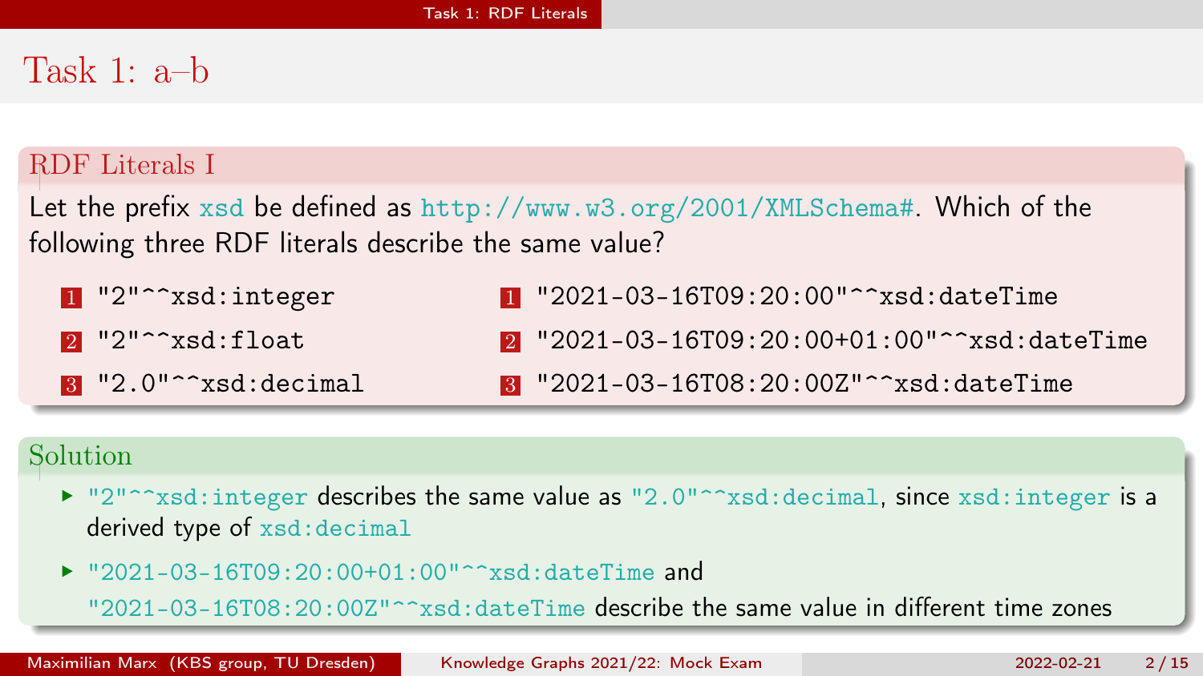# Task 1: a–b

## RDF Literals I

Let the prefix `xsd` be defined as `http://www.w3.org/2001/XMLSchema#`. Which of the following three RDF literals describe the same value?

1. `"2"^^xsd:integer`
2. `"2"^^xsd:float`
3. `"2.0"^^xsd:decimal`

1. `"2021-03-16T09:20:00"^^xsd:dateTime`
2. `"2021-03-16T09:20:00+01:00"^^xsd:dateTime`
3. `"2021-03-16T08:20:00Z"^^xsd:dateTime`

## Solution

- `"2"^^xsd:integer` describes the same value as `"2.0"^^xsd:decimal`, since `xsd:integer` is a derived type of `xsd:decimal`
- `"2021-03-16T09:20:00+01:00"^^xsd:dateTime` and `"2021-03-16T08:20:00Z"^^xsd:dateTime` describe the same value in different time zones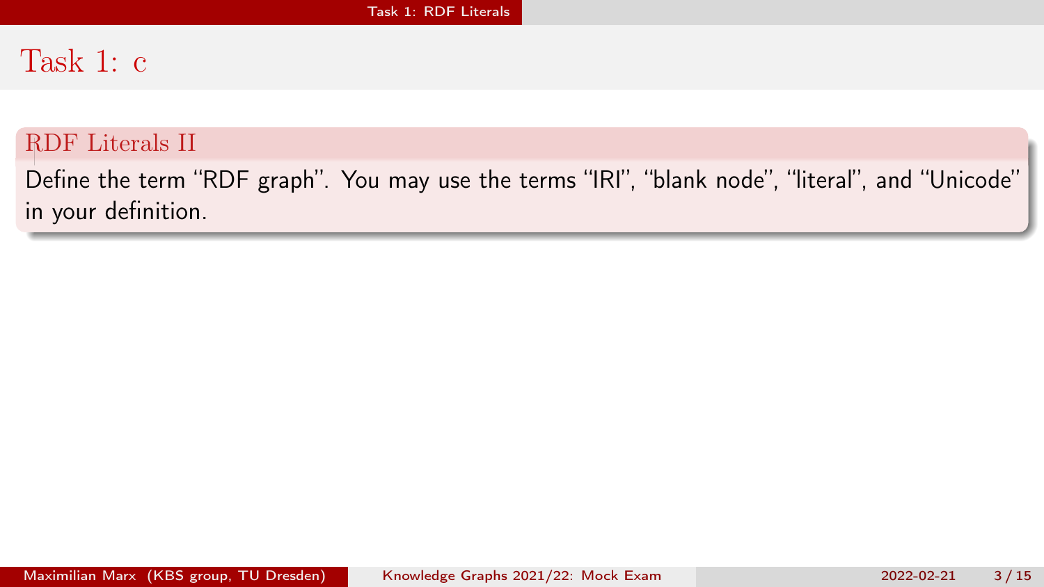# Task 1: c

## RDF Literals II

Define the term "RDF graph". You may use the terms "IRI", "blank node", "literal", and "Unicode" in your definition.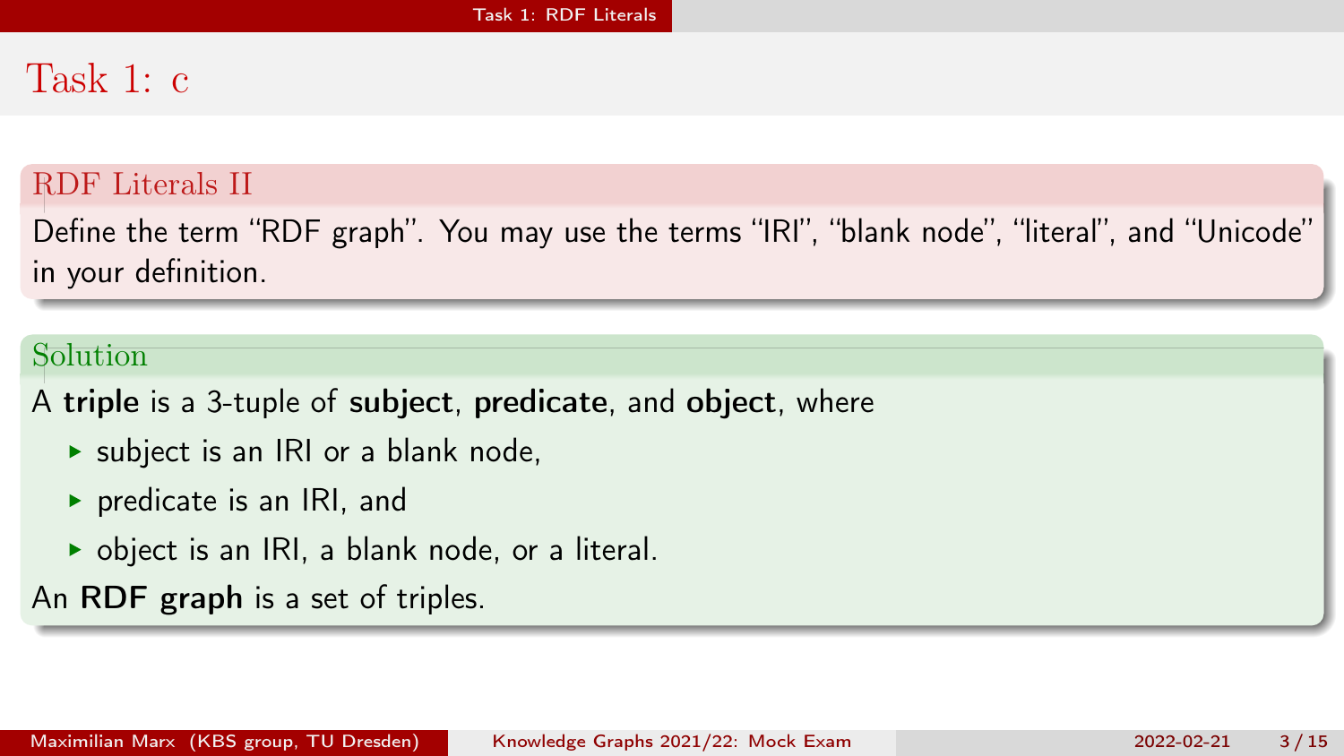# Task 1: c

## RDF Literals II

Define the term "RDF graph". You may use the terms "IRI", "blank node", "literal", and "Unicode" in your definition.

## Solution

A **triple** is a 3-tuple of **subject**, **predicate**, and **object**, where

- subject is an IRI or a blank node,
- predicate is an IRI, and
- object is an IRI, a blank node, or a literal.

An **RDF graph** is a set of triples.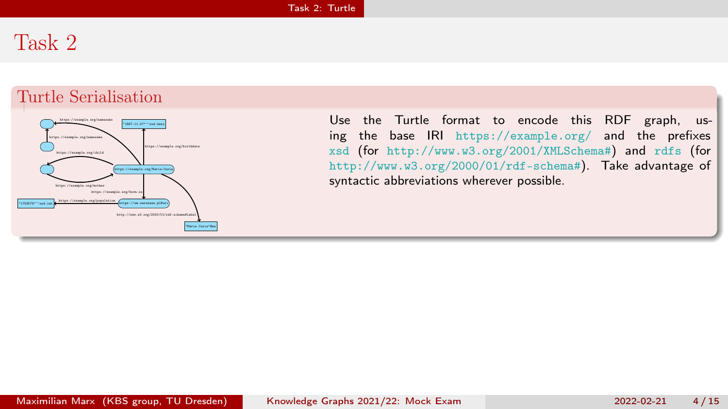# Task 2

## Turtle Serialisation

Use the Turtle format to encode this RDF graph, using the base IRI https://example.org/ and the prefixes xsd (for http://www.w3.org/2001/XMLSchema#) and rdfs (for http://www.w3.org/2000/01/rdf-schema#). Take advantage of syntactic abbreviations wherever possible.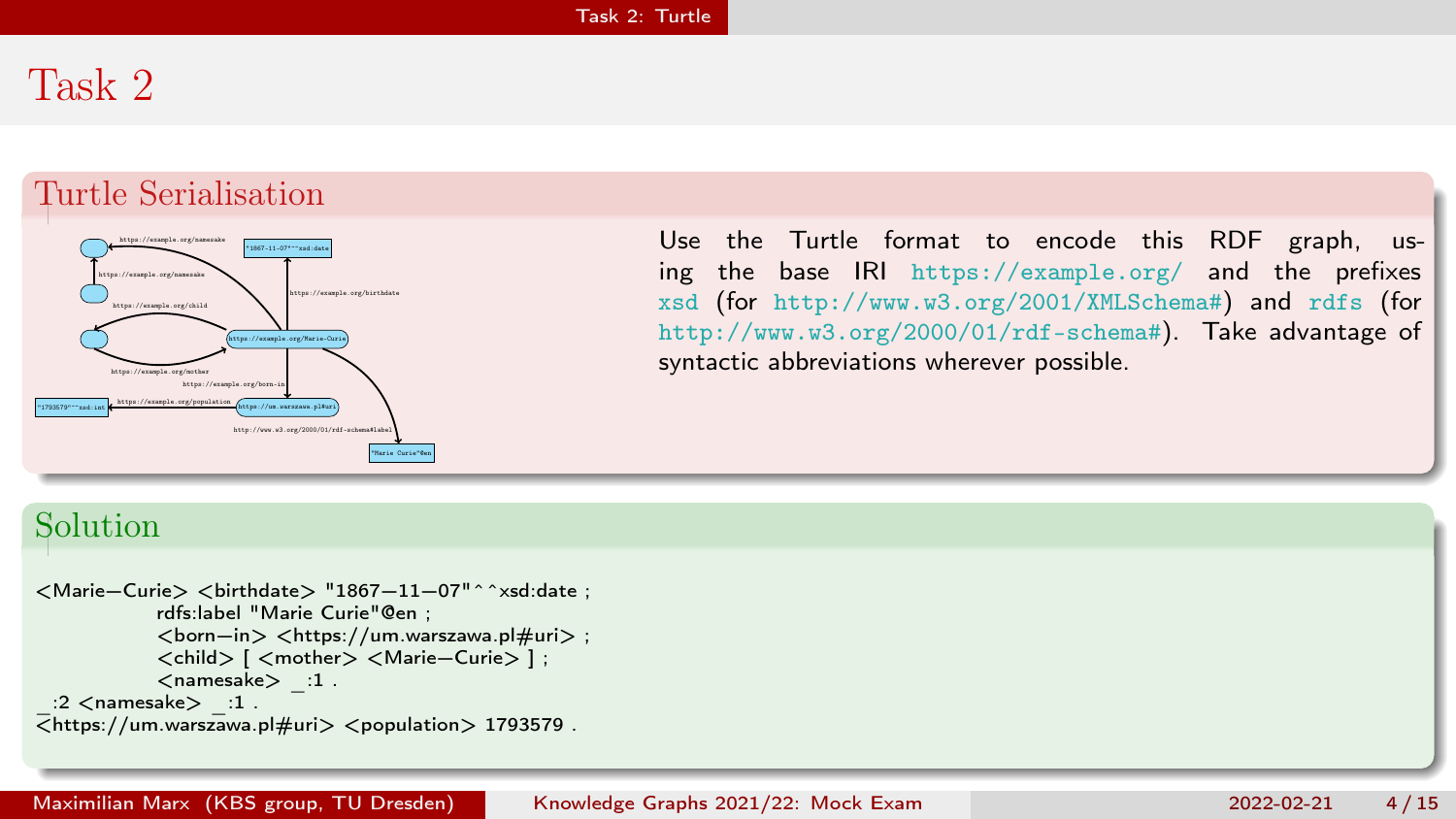# Task 2

## Turtle Serialisation

Use the Turtle format to encode this RDF graph, using the base IRI `https://example.org/` and the prefixes `xsd` (for `http://www.w3.org/2001/XMLSchema#`) and `rdfs` (for `http://www.w3.org/2000/01/rdf-schema#`). Take advantage of syntactic abbreviations wherever possible.

## Solution

```
<Marie-Curie> <birthdate> "1867-11-07"^^xsd:date ;
             rdfs:label "Marie Curie"@en ;
             <born-in> <https://um.warszawa.pl#uri> ;
             <child> [ <mother> <Marie-Curie> ] ;
             <namesake> _:1 .
_:2 <namesake> _:1 .
<https://um.warszawa.pl#uri> <population> 1793579 .
```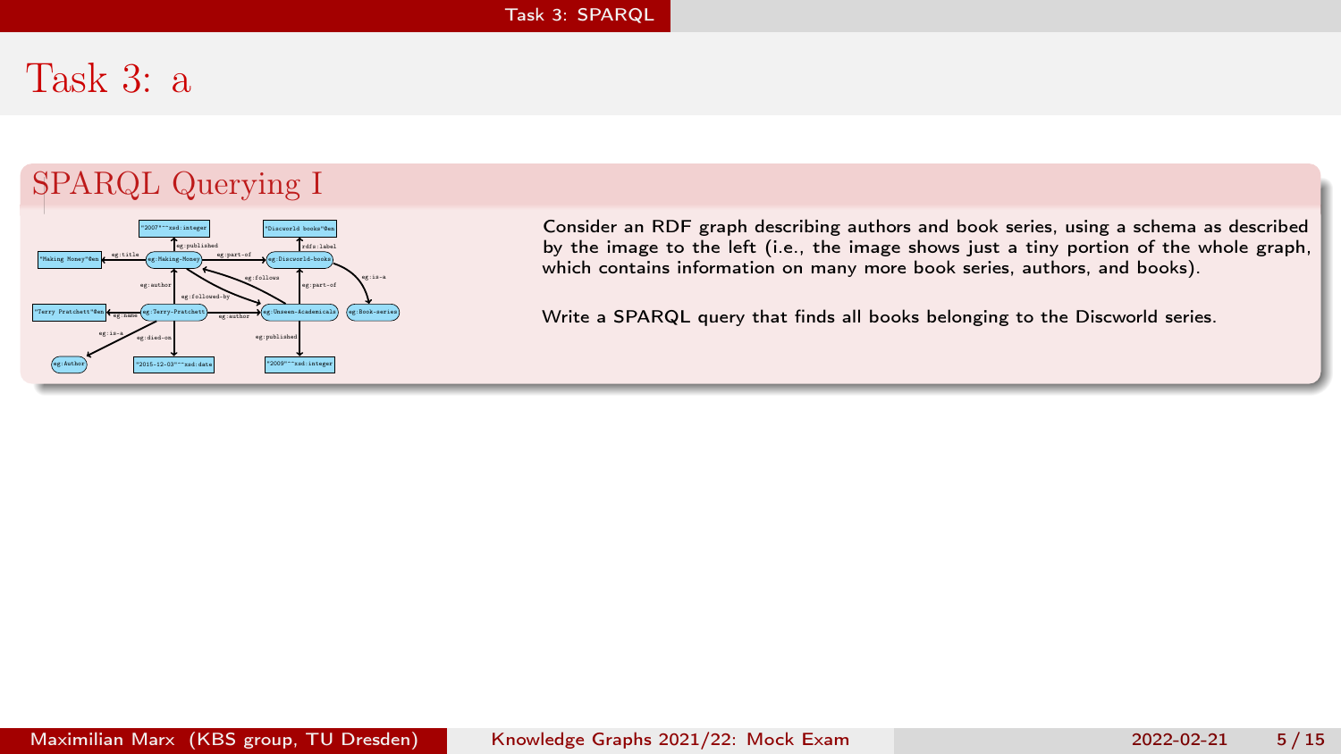# Task 3: a

## SPARQL Querying I

Consider an RDF graph describing authors and book series, using a schema as described by the image to the left (i.e., the image shows just a tiny portion of the whole graph, which contains information on many more book series, authors, and books).

Write a SPARQL query that finds all books belonging to the Discworld series.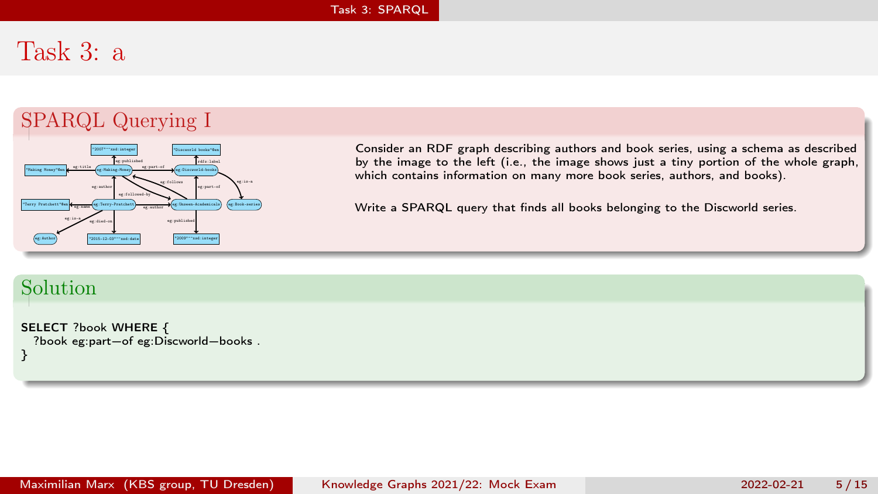# Task 3: a

## SPARQL Querying I

Consider an RDF graph describing authors and book series, using a schema as described by the image to the left (i.e., the image shows just a tiny portion of the whole graph, which contains information on many more book series, authors, and books).

Write a SPARQL query that finds all books belonging to the Discworld series.

## Solution

```
SELECT ?book WHERE {
  ?book eg:part-of eg:Discworld-books .
}
```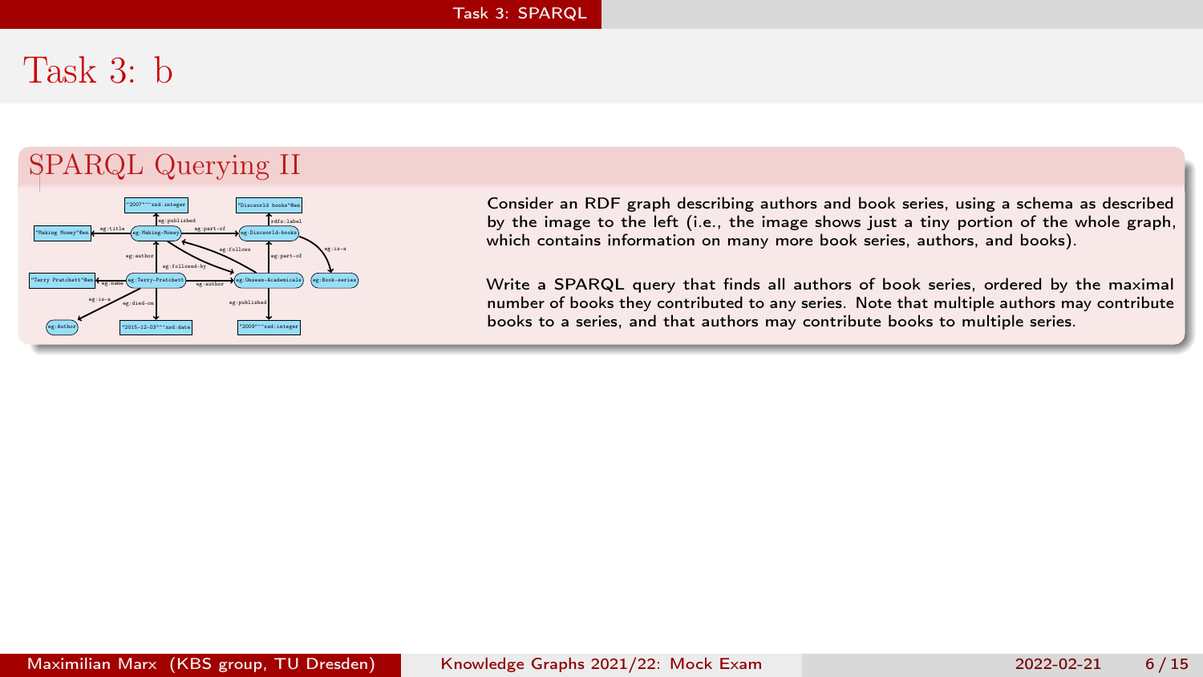# Task 3: b

## SPARQL Querying II

Consider an RDF graph describing authors and book series, using a schema as described by the image to the left (i.e., the image shows just a tiny portion of the whole graph, which contains information on many more book series, authors, and books).

Write a SPARQL query that finds all authors of book series, ordered by the maximal number of books they contributed to any series. Note that multiple authors may contribute books to a series, and that authors may contribute books to multiple series.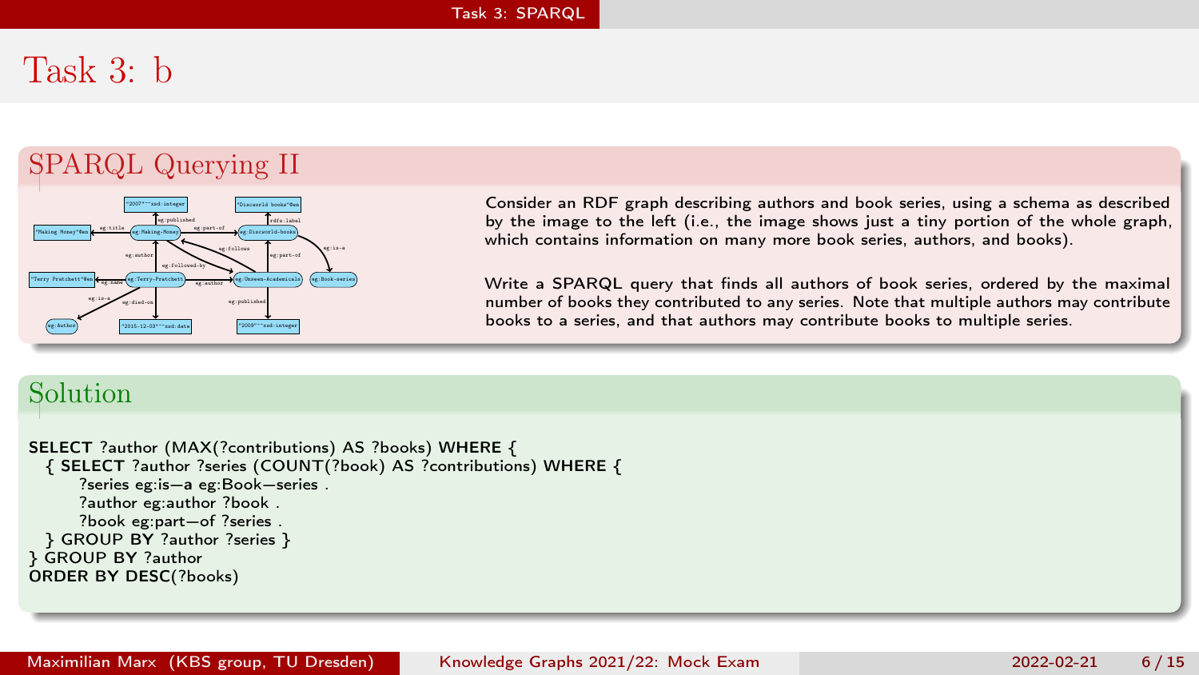# Task 3: b

## SPARQL Querying II

Consider an RDF graph describing authors and book series, using a schema as described by the image to the left (i.e., the image shows just a tiny portion of the whole graph, which contains information on many more book series, authors, and books).

Write a SPARQL query that finds all authors of book series, ordered by the maximal number of books they contributed to any series. Note that multiple authors may contribute books to a series, and that authors may contribute books to multiple series.

## Solution

```
SELECT ?author (MAX(?contributions) AS ?books) WHERE {
  { SELECT ?author ?series (COUNT(?book) AS ?contributions) WHERE {
      ?series eg:is-a eg:Book-series .
      ?author eg:author ?book .
      ?book eg:part-of ?series .
  } GROUP BY ?author ?series }
} GROUP BY ?author
ORDER BY DESC(?books)
```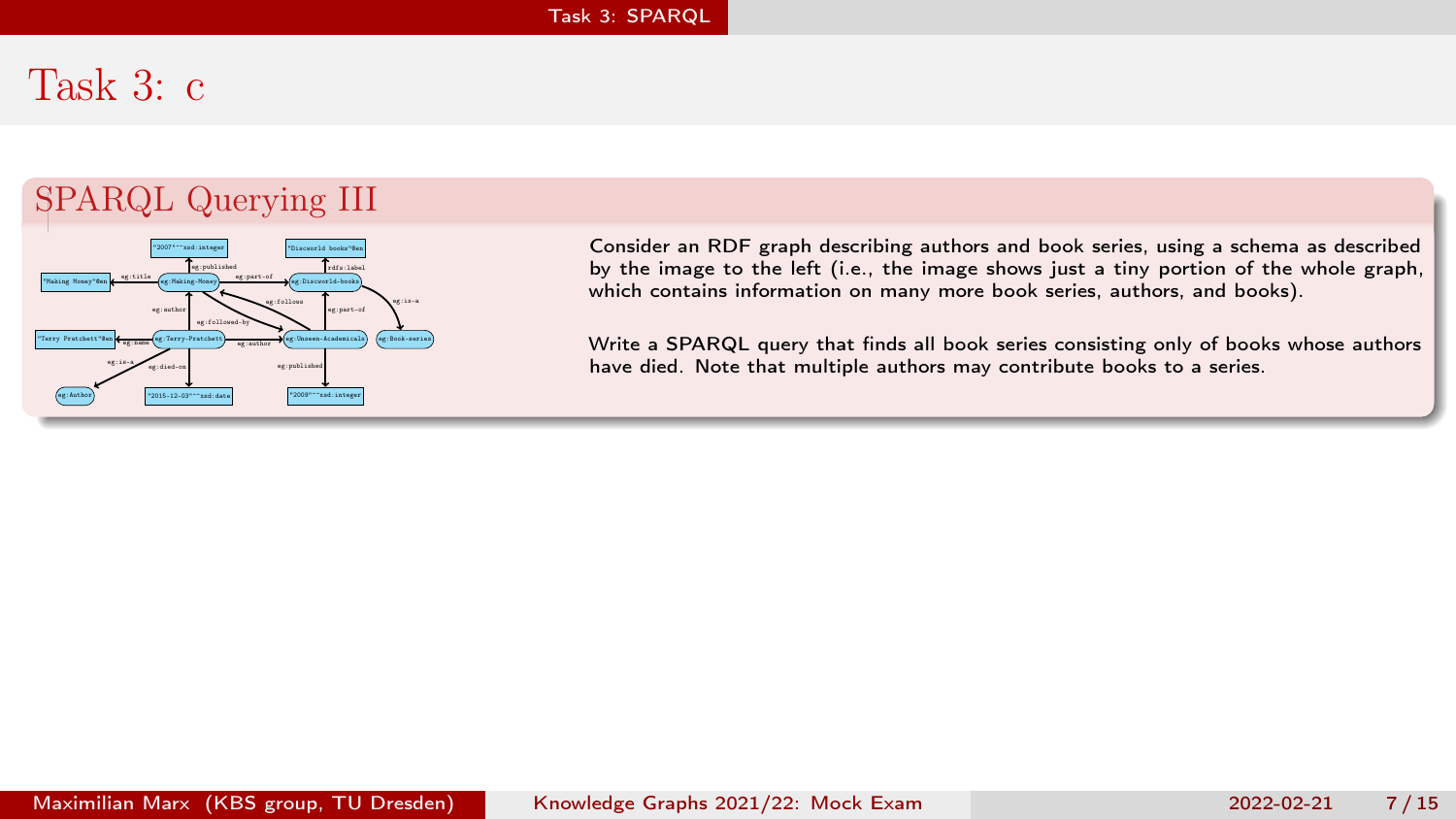# Task 3: c

## SPARQL Querying III

Consider an RDF graph describing authors and book series, using a schema as described by the image to the left (i.e., the image shows just a tiny portion of the whole graph, which contains information on many more book series, authors, and books).

Write a SPARQL query that finds all book series consisting only of books whose authors have died. Note that multiple authors may contribute books to a series.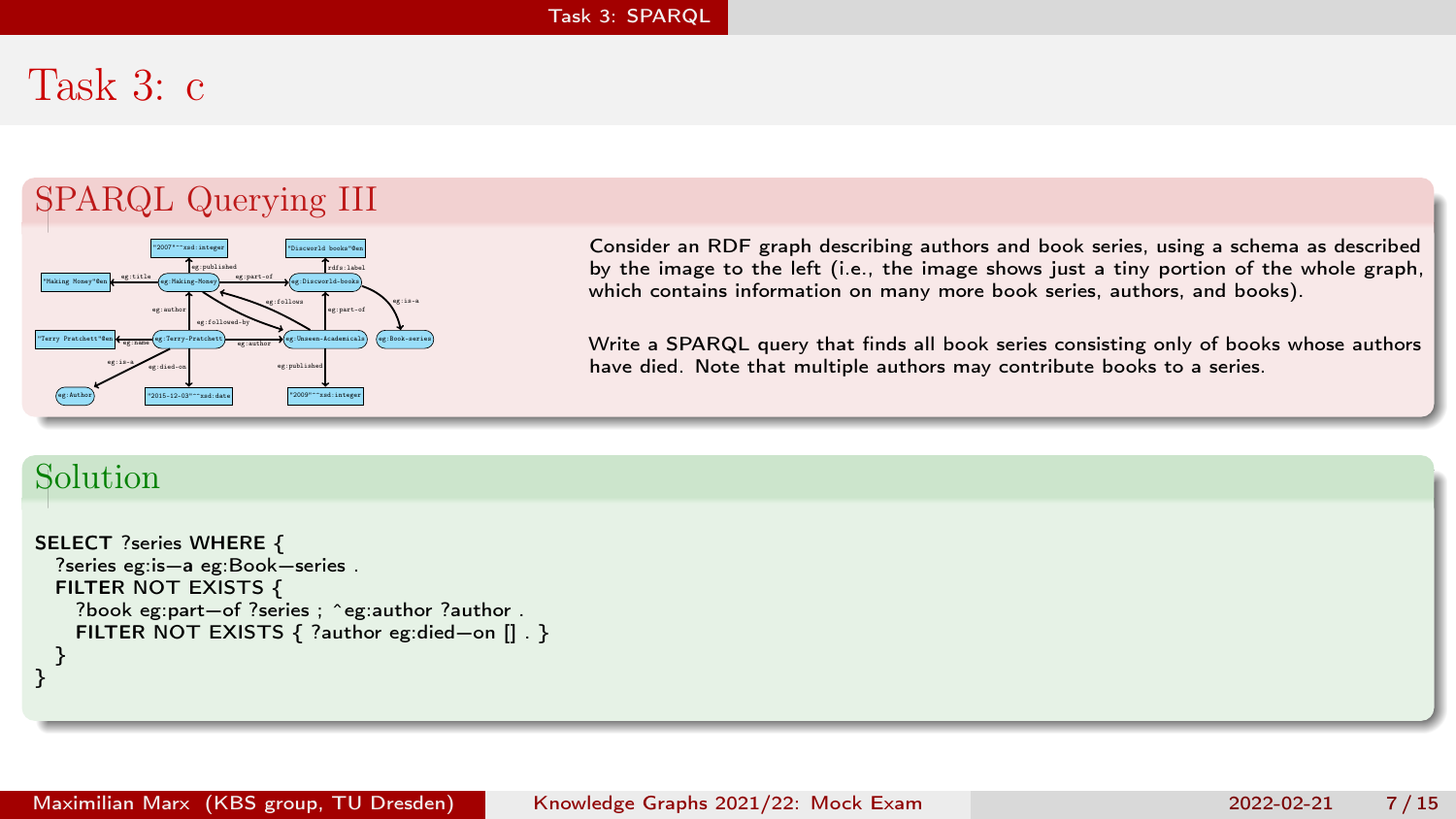# Task 3: c

## SPARQL Querying III

Consider an RDF graph describing authors and book series, using a schema as described by the image to the left (i.e., the image shows just a tiny portion of the whole graph, which contains information on many more book series, authors, and books).

Write a SPARQL query that finds all book series consisting only of books whose authors have died. Note that multiple authors may contribute books to a series.

## Solution

```
SELECT ?series WHERE {
  ?series eg:is-a eg:Book-series .
  FILTER NOT EXISTS {
    ?book eg:part-of ?series ; ^eg:author ?author .
    FILTER NOT EXISTS { ?author eg:died-on [] . }
  }
}
```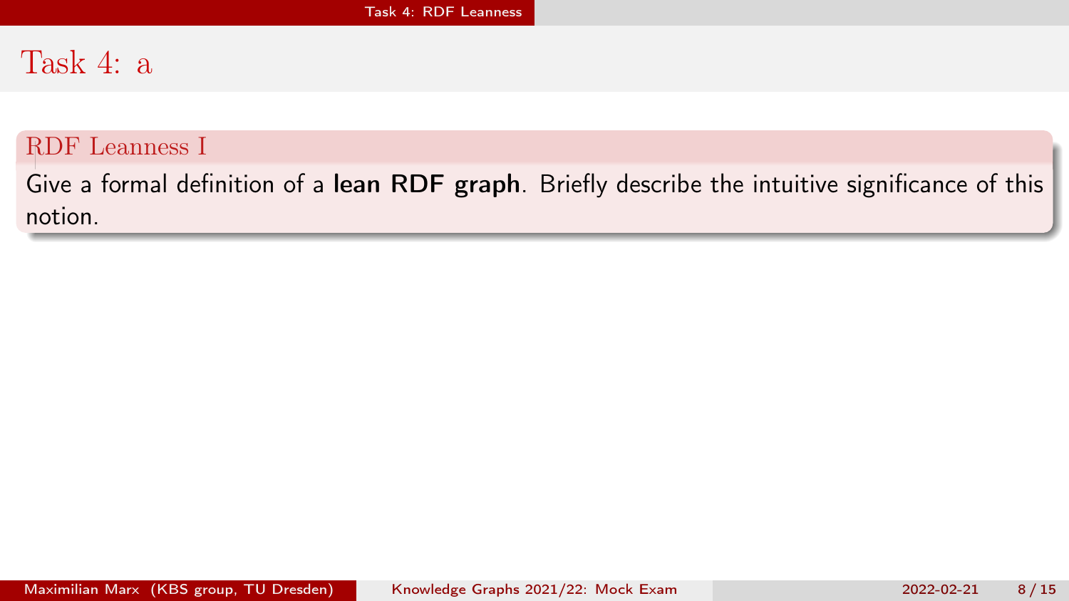# Task 4: a

### RDF Leanness I

Give a formal definition of a **lean RDF graph**. Briefly describe the intuitive significance of this notion.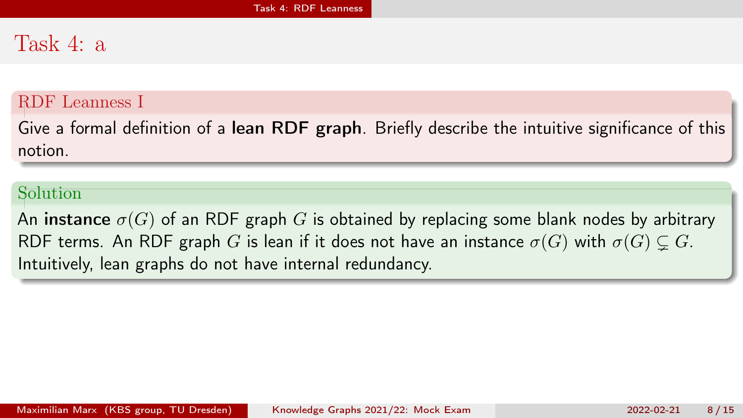# Task 4: a

### RDF Leanness I

Give a formal definition of a **lean RDF graph**. Briefly describe the intuitive significance of this notion.

### Solution

An **instance** $\sigma(G)$ of an RDF graph $G$ is obtained by replacing some blank nodes by arbitrary RDF terms. An RDF graph $G$ is lean if it does not have an instance $\sigma(G)$ with $\sigma(G) \subsetneq G$. Intuitively, lean graphs do not have internal redundancy.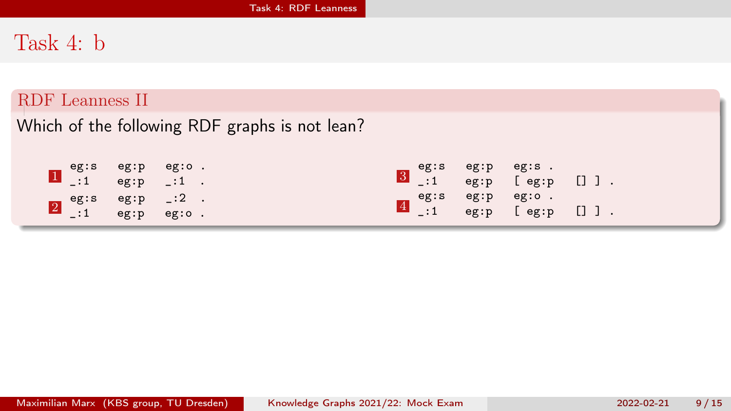# Task 4: b

## RDF Leanness II

Which of the following RDF graphs is not lean?

1.
```
eg:s   eg:p   eg:o .
_:1    eg:p   _:1  .
```

2.
```
eg:s   eg:p   _:2  .
_:1    eg:p   eg:o .
```

3.
```
eg:s   eg:p   eg:s .
_:1    eg:p   [ eg:p   [] ] .
```

4.
```
eg:s   eg:p   eg:o .
_:1    eg:p   [ eg:p   [] ] .
```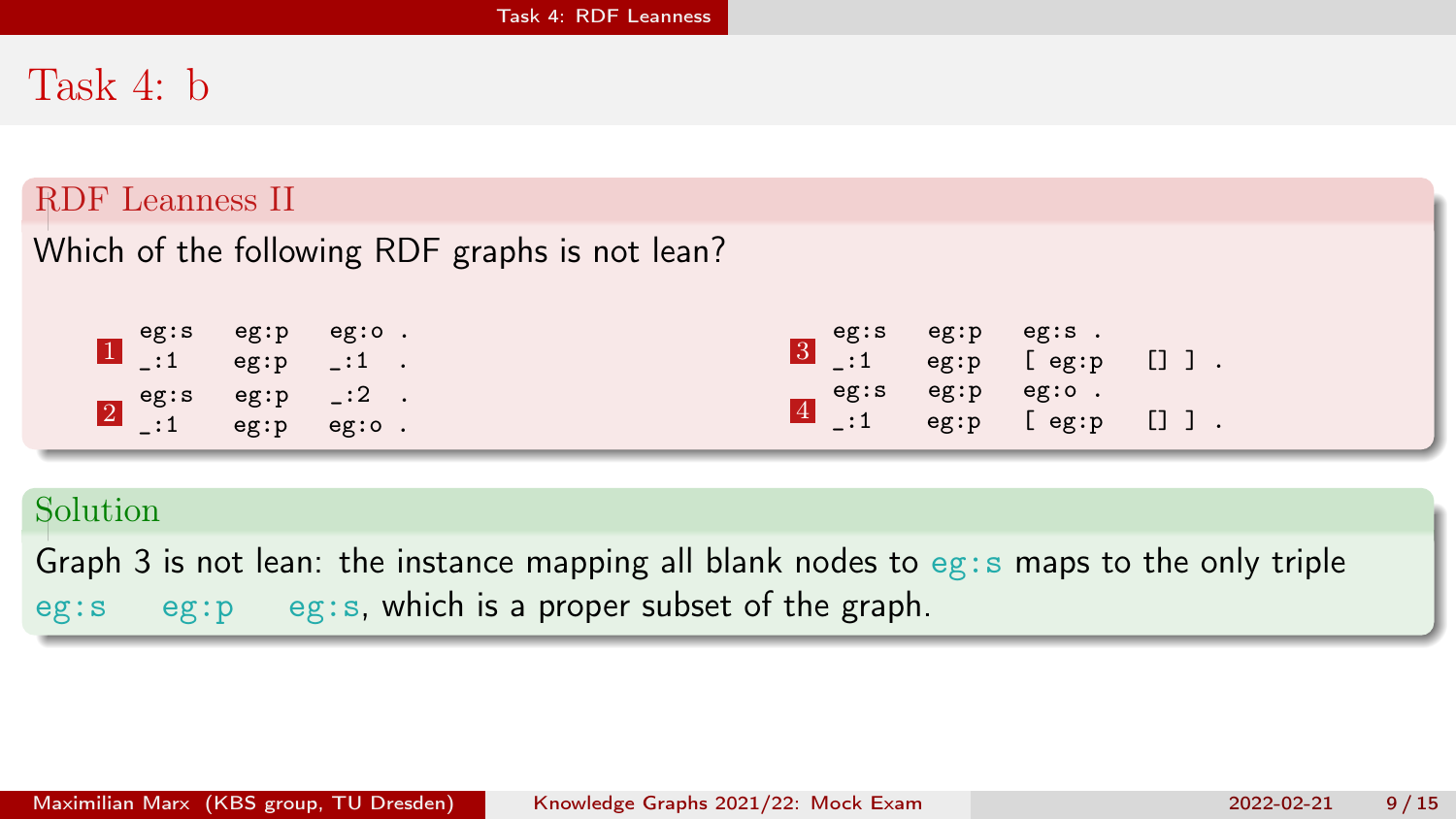# Task 4: b

## RDF Leanness II

Which of the following RDF graphs is not lean?

1.
```
eg:s   eg:p   eg:o .
_:1    eg:p   _:1  .
```

2.
```
eg:s   eg:p   _:2  .
_:1    eg:p   eg:o .
```

3.
```
eg:s   eg:p   eg:s .
_:1    eg:p   [ eg:p   [] ] .
```

4.
```
eg:s   eg:p   eg:o .
_:1    eg:p   [ eg:p   [] ] .
```

## Solution

Graph 3 is not lean: the instance mapping all blank nodes to `eg:s` maps to the only triple `eg:s eg:p eg:s`, which is a proper subset of the graph.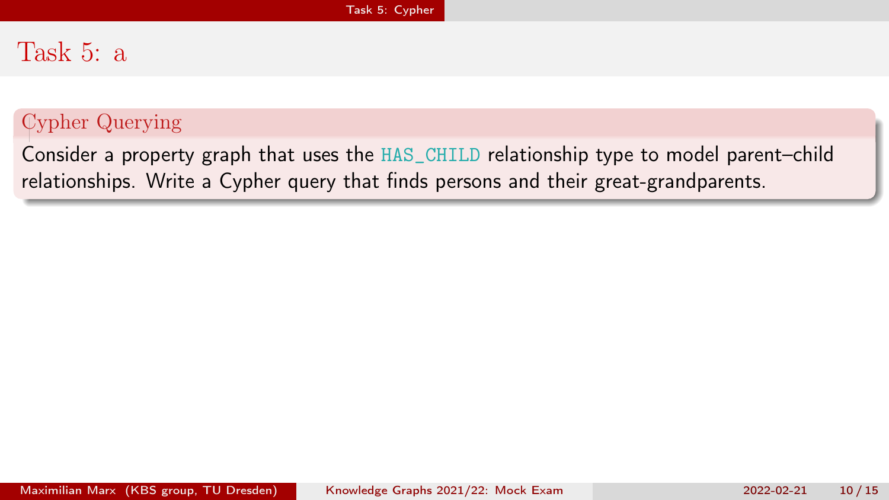# Task 5: a

## Cypher Querying

Consider a property graph that uses the `HAS_CHILD` relationship type to model parent–child relationships. Write a Cypher query that finds persons and their great-grandparents.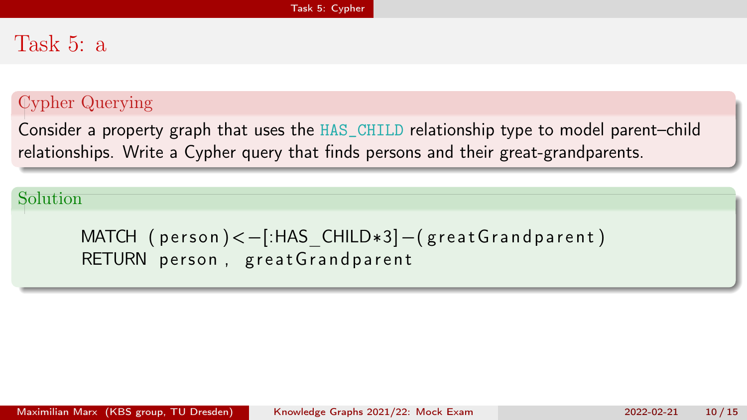# Task 5: a

## Cypher Querying

Consider a property graph that uses the `HAS_CHILD` relationship type to model parent–child relationships. Write a Cypher query that finds persons and their great-grandparents.

## Solution

```
MATCH (person)<-[:HAS_CHILD*3]-(greatGrandparent)
RETURN person, greatGrandparent
```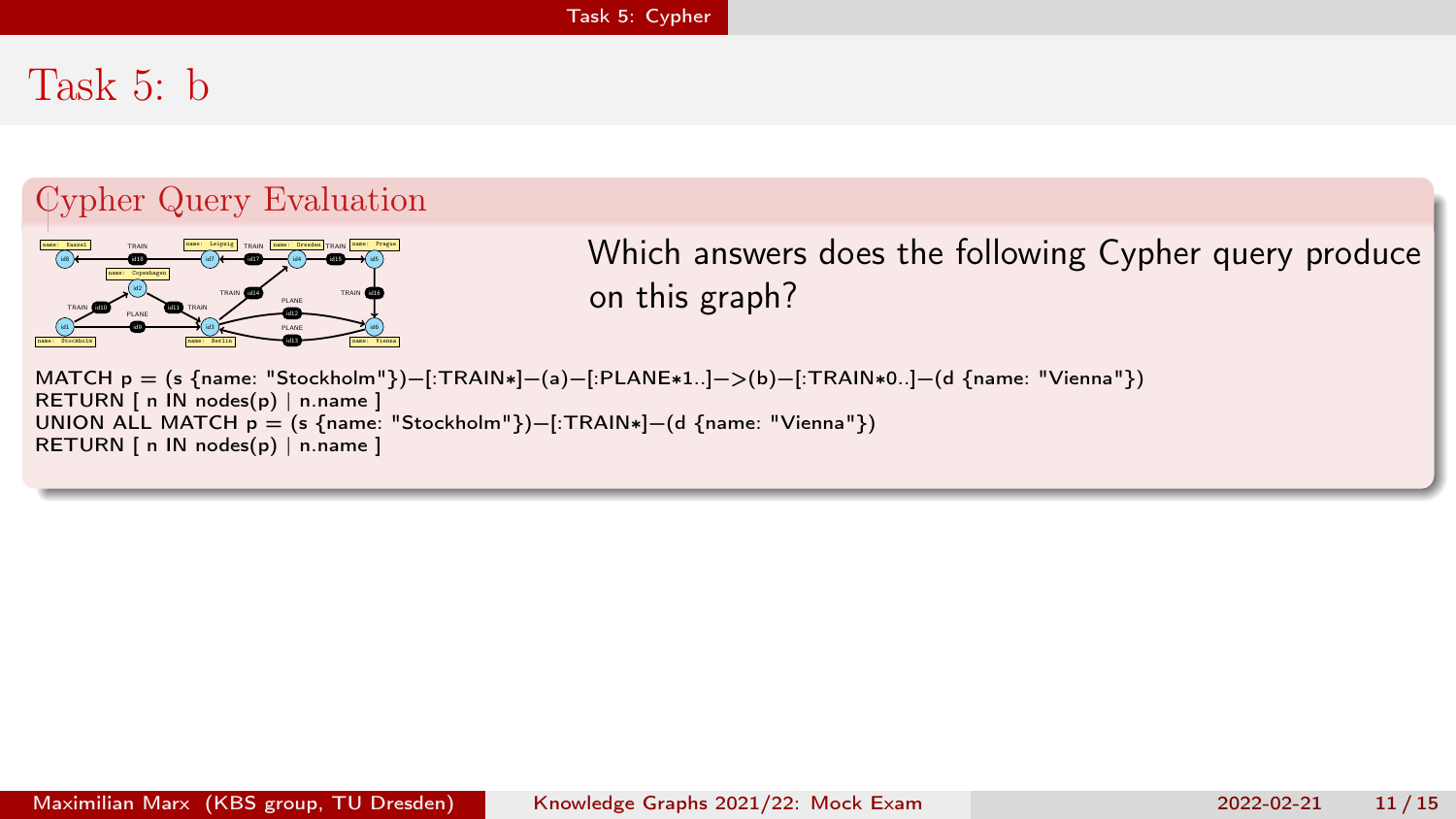# Task 5: b

## Cypher Query Evaluation

Which answers does the following Cypher query produce on this graph?

```
MATCH p = (s {name: "Stockholm"})−[:TRAIN∗]−(a)−[:PLANE∗1..]−>(b)−[:TRAIN∗0..]−(d {name: "Vienna"})
RETURN [ n IN nodes(p) | n.name ]
UNION ALL MATCH p = (s {name: "Stockholm"})−[:TRAIN∗]−(d {name: "Vienna"})
RETURN [ n IN nodes(p) | n.name ]
```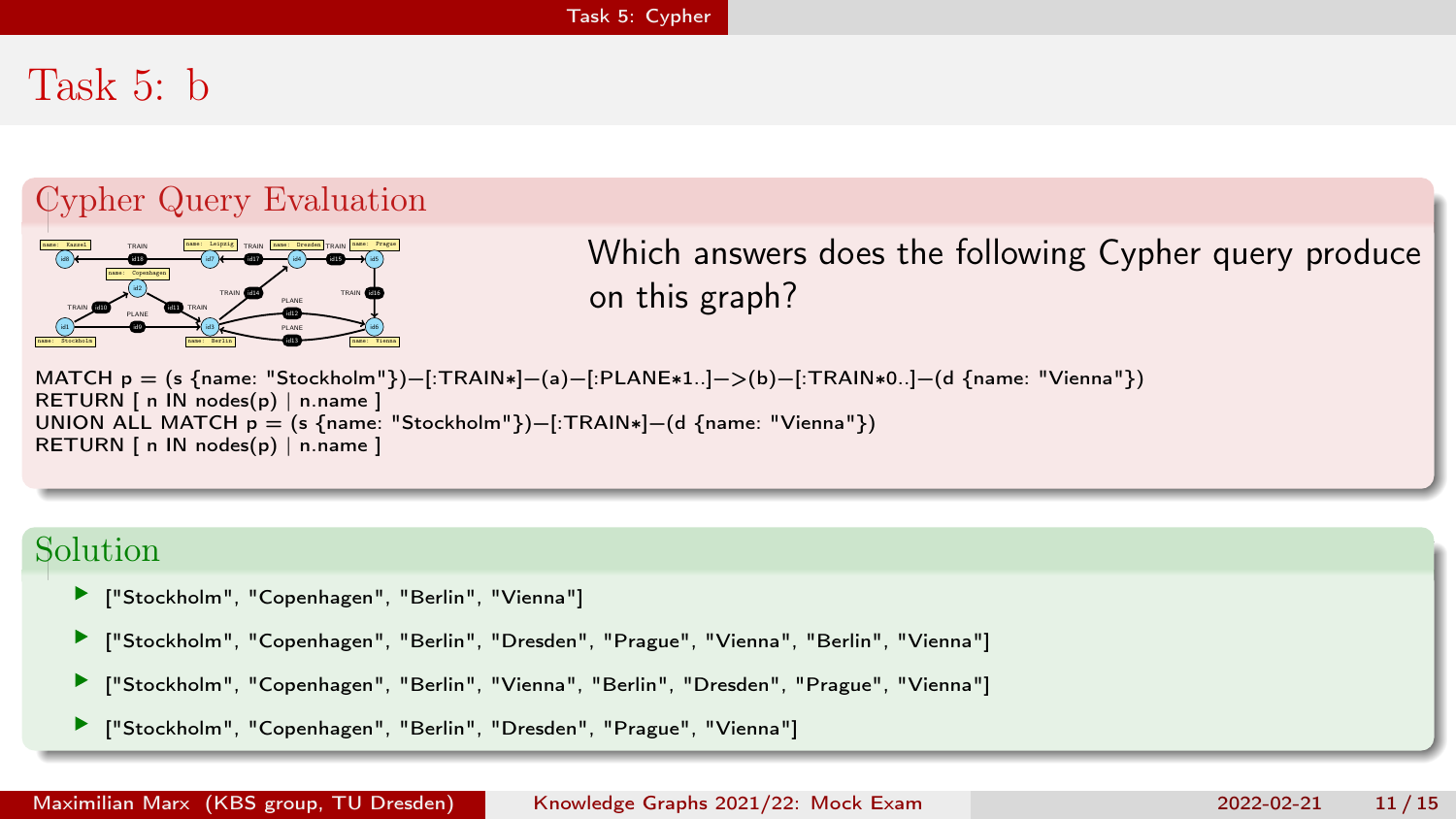# Task 5: b

## Cypher Query Evaluation

Which answers does the following Cypher query produce on this graph?

```
MATCH p = (s {name: "Stockholm"})−[:TRAIN∗]−(a)−[:PLANE∗1..]−>(b)−[:TRAIN∗0..]−(d {name: "Vienna"})
RETURN [ n IN nodes(p) | n.name ]
UNION ALL MATCH p = (s {name: "Stockholm"})−[:TRAIN∗]−(d {name: "Vienna"})
RETURN [ n IN nodes(p) | n.name ]
```

## Solution

- ["Stockholm", "Copenhagen", "Berlin", "Vienna"]
- ["Stockholm", "Copenhagen", "Berlin", "Dresden", "Prague", "Vienna", "Berlin", "Vienna"]
- ["Stockholm", "Copenhagen", "Berlin", "Vienna", "Berlin", "Dresden", "Prague", "Vienna"]
- ["Stockholm", "Copenhagen", "Berlin", "Dresden", "Prague", "Vienna"]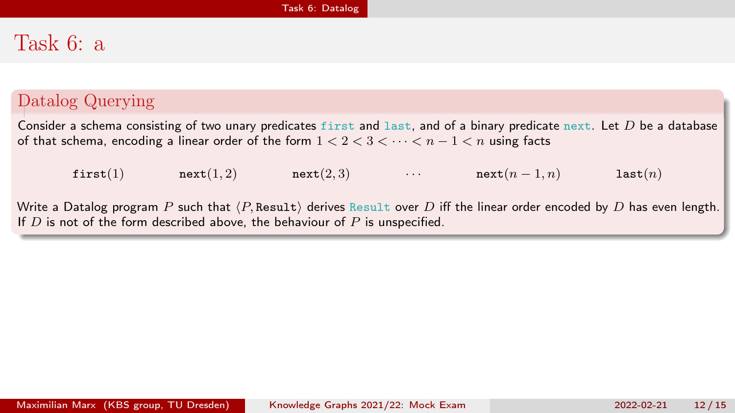# Task 6: a

## Datalog Querying

Consider a schema consisting of two unary predicates first and last, and of a binary predicate next. Let $D$ be a database of that schema, encoding a linear order of the form $1 < 2 < 3 < \cdots < n-1 < n$ using facts

$$\texttt{first}(1) \qquad \texttt{next}(1,2) \qquad \texttt{next}(2,3) \qquad \cdots \qquad \texttt{next}(n-1,n) \qquad \texttt{last}(n)$$

Write a Datalog program $P$ such that $\langle P, \texttt{Result}\rangle$ derives Result over $D$ iff the linear order encoded by $D$ has even length. If $D$ is not of the form described above, the behaviour of $P$ is unspecified.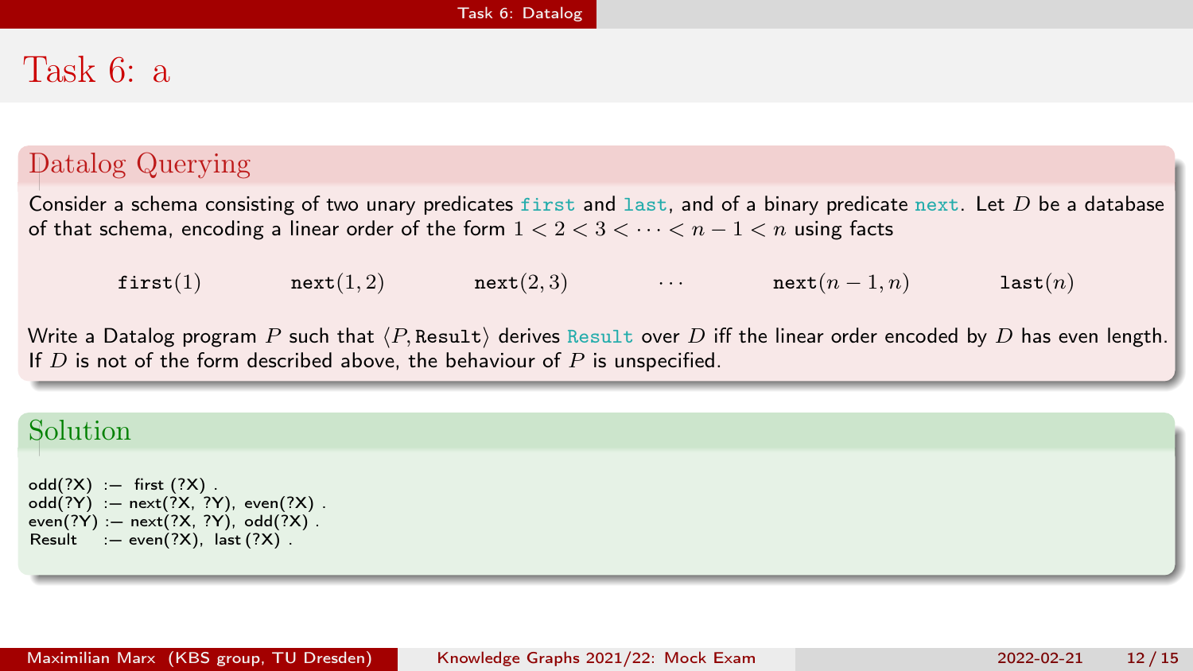# Task 6: a

## Datalog Querying

Consider a schema consisting of two unary predicates first and last, and of a binary predicate next. Let $D$ be a database of that schema, encoding a linear order of the form $1 < 2 < 3 < \cdots < n-1 < n$ using facts

$$\texttt{first}(1) \qquad \texttt{next}(1,2) \qquad \texttt{next}(2,3) \qquad \cdots \qquad \texttt{next}(n-1,n) \qquad \texttt{last}(n)$$

Write a Datalog program $P$ such that $\langle P, \texttt{Result}\rangle$ derives Result over $D$ iff the linear order encoded by $D$ has even length. If $D$ is not of the form described above, the behaviour of $P$ is unspecified.

## Solution

```
odd(?X)  :- first(?X) .
odd(?Y)  :- next(?X, ?Y), even(?X) .
even(?Y) :- next(?X, ?Y), odd(?X) .
Result   :- even(?X), last(?X) .
```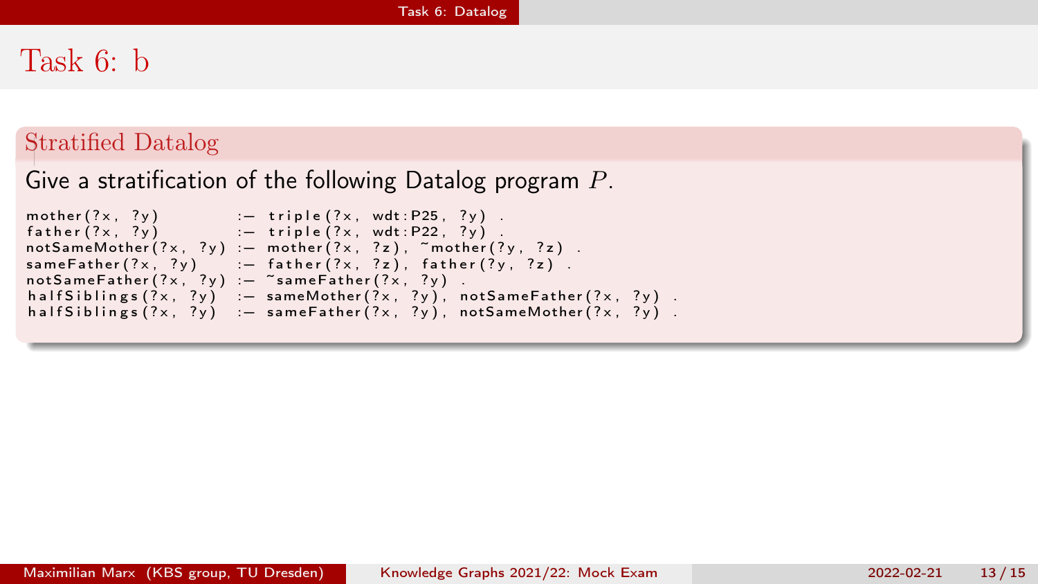# Task 6: b

## Stratified Datalog

Give a stratification of the following Datalog program $P$.

```
mother(?x, ?y)          :- triple(?x, wdt:P25, ?y) .
father(?x, ?y)          :- triple(?x, wdt:P22, ?y) .
notSameMother(?x, ?y) :- mother(?x, ?z), ~mother(?y, ?z) .
sameFather(?x, ?y)      :- father(?x, ?z), father(?y, ?z) .
notSameFather(?x, ?y) :- ~sameFather(?x, ?y) .
halfSiblings(?x, ?y)   :- sameMother(?x, ?y), notSameFather(?x, ?y) .
halfSiblings(?x, ?y)   :- sameFather(?x, ?y), notSameMother(?x, ?y) .
```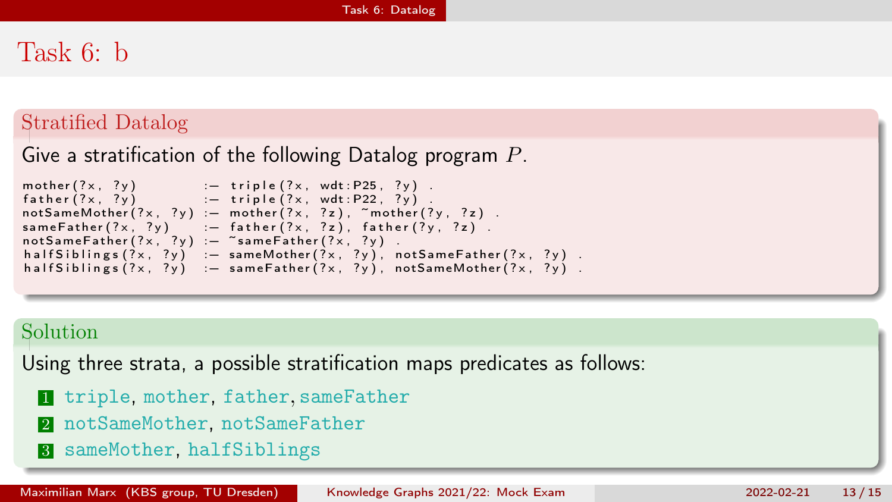# Task 6: b

## Stratified Datalog

Give a stratification of the following Datalog program $P$.

```
mother(?x, ?y)          :- triple(?x, wdt:P25, ?y) .
father(?x, ?y)          :- triple(?x, wdt:P22, ?y) .
notSameMother(?x, ?y) :- mother(?x, ?z), ~mother(?y, ?z) .
sameFather(?x, ?y)      :- father(?x, ?z), father(?y, ?z) .
notSameFather(?x, ?y) :- ~sameFather(?x, ?y) .
halfSiblings(?x, ?y)   :- sameMother(?x, ?y), notSameFather(?x, ?y) .
halfSiblings(?x, ?y)   :- sameFather(?x, ?y), notSameMother(?x, ?y) .
```

## Solution

Using three strata, a possible stratification maps predicates as follows:

1. `triple`, `mother`, `father`, `sameFather`
2. `notSameMother`, `notSameFather`
3. `sameMother`, `halfSiblings`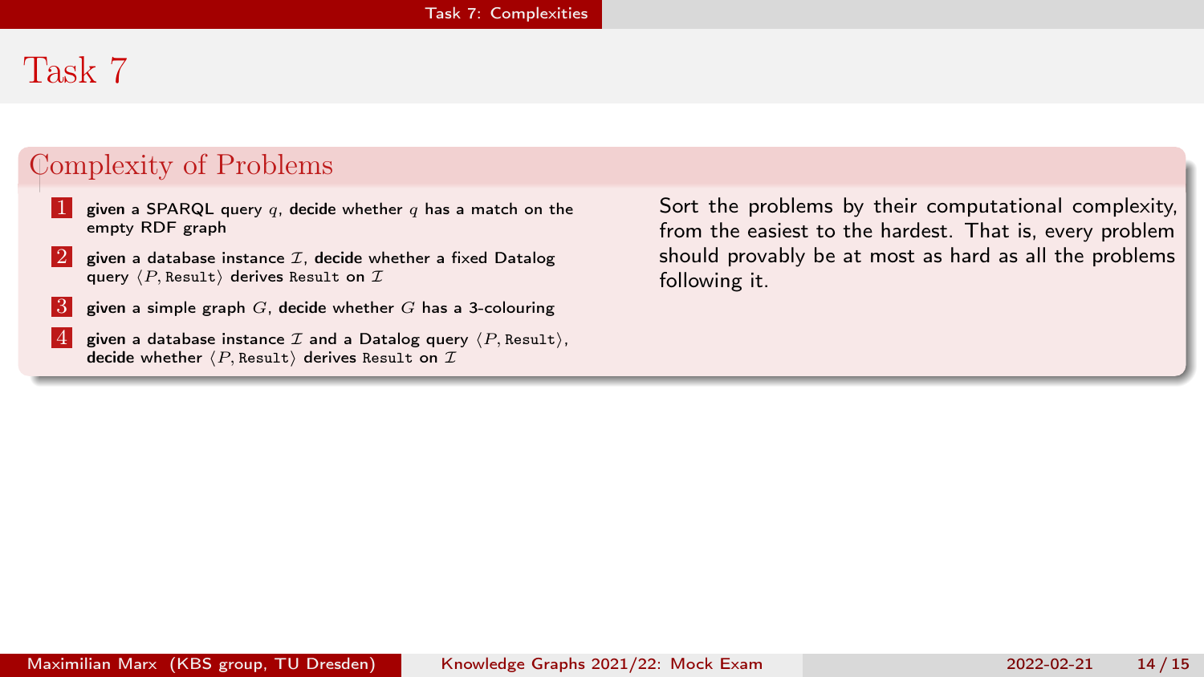# Task 7

## Complexity of Problems

1. **given** a SPARQL query $q$, **decide** whether $q$ has a match on the empty RDF graph
2. **given** a database instance $\mathcal{I}$, **decide** whether a fixed Datalog query $\langle P, \texttt{Result}\rangle$ **derives** `Result` **on** $\mathcal{I}$
3. **given** a simple graph $G$, **decide** whether $G$ has a 3-colouring
4. **given** a database instance $\mathcal{I}$ and a Datalog query $\langle P, \texttt{Result}\rangle$, **decide** whether $\langle P, \texttt{Result}\rangle$ **derives** `Result` **on** $\mathcal{I}$

Sort the problems by their computational complexity, from the easiest to the hardest. That is, every problem should provably be at most as hard as all the problems following it.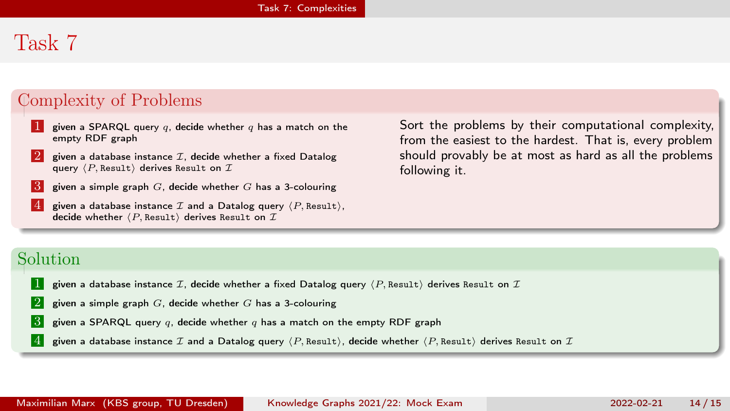# Task 7

## Complexity of Problems

1. **given** a SPARQL query $q$, **decide** whether $q$ has a match on the empty RDF graph
2. **given** a database instance $\mathcal{I}$, **decide** whether a fixed Datalog query $\langle P, \texttt{Result} \rangle$ **derives** `Result` **on** $\mathcal{I}$
3. **given** a simple graph $G$, **decide** whether $G$ **has** a 3-colouring
4. **given** a database instance $\mathcal{I}$ **and** a Datalog query $\langle P, \texttt{Result} \rangle$, **decide** whether $\langle P, \texttt{Result} \rangle$ **derives** `Result` **on** $\mathcal{I}$

Sort the problems by their computational complexity, from the easiest to the hardest. That is, every problem should provably be at most as hard as all the problems following it.

## Solution

1. **given** a database instance $\mathcal{I}$, **decide** whether a fixed Datalog query $\langle P, \texttt{Result} \rangle$ **derives** `Result` **on** $\mathcal{I}$
2. **given** a simple graph $G$, **decide** whether $G$ **has** a 3-colouring
3. **given** a SPARQL query $q$, **decide** whether $q$ has a match on the empty RDF graph
4. **given** a database instance $\mathcal{I}$ **and** a Datalog query $\langle P, \texttt{Result} \rangle$, **decide** whether $\langle P, \texttt{Result} \rangle$ **derives** `Result` **on** $\mathcal{I}$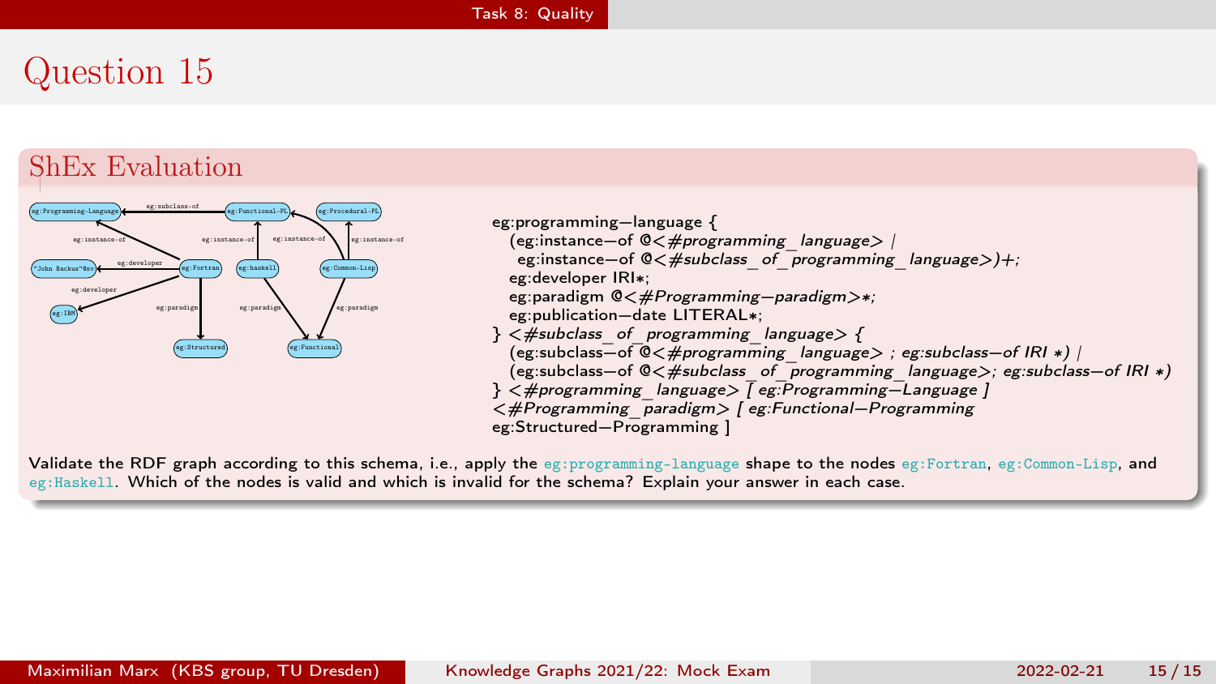# Question 15

## ShEx Evaluation

```
eg:programming—language {
  (eg:instance—of @<#programming_language> |
   eg:instance—of @<#subclass_of_programming_language>)+;
  eg:developer IRI*;
  eg:paradigm @<#Programming—paradigm>*;
  eg:publication—date LITERAL*;
} <#subclass_of_programming_language> {
  (eg:subclass—of @<#programming_language> ; eg:subclass—of IRI *) |
  (eg:subclass—of @<#subclass_of_programming_language>; eg:subclass—of IRI *)
} <#programming_language> [ eg:Programming—Language ]
<#Programming_paradigm> [ eg:Functional—Programming
eg:Structured—Programming ]
```

Validate the RDF graph according to this schema, i.e., apply the `eg:programming-language` shape to the nodes `eg:Fortran`, `eg:Common-Lisp`, and `eg:Haskell`. Which of the nodes is valid and which is invalid for the schema? Explain your answer in each case.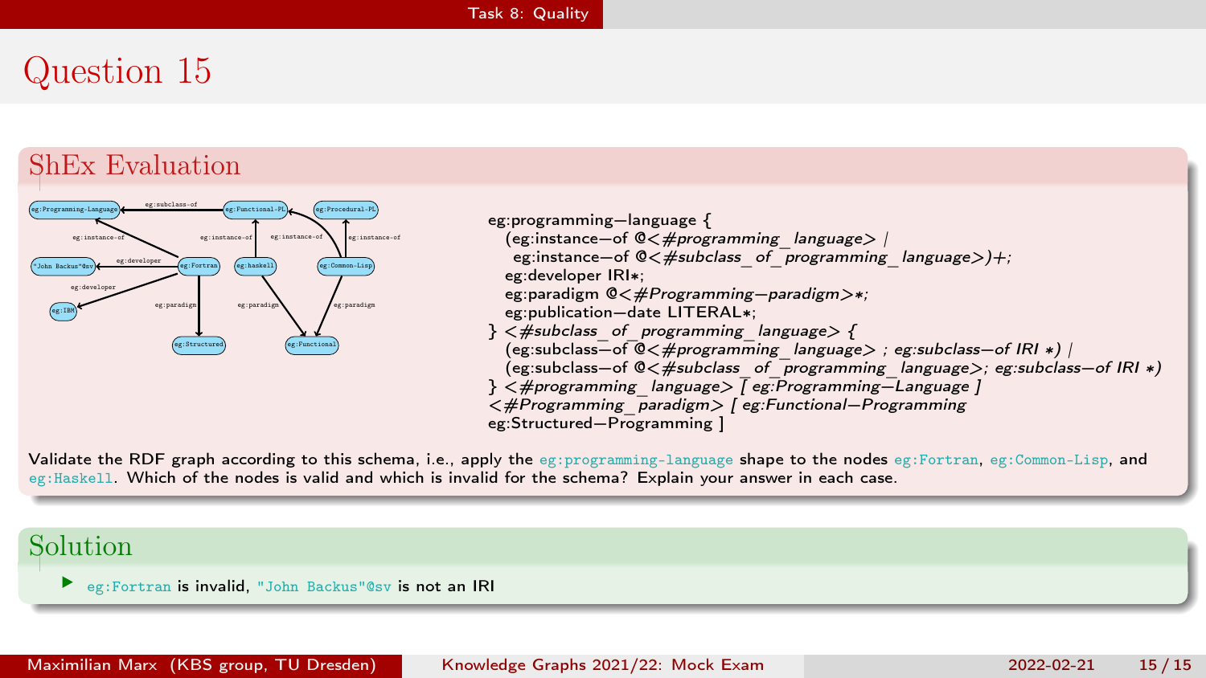# Question 15

## ShEx Evaluation

```
eg:programming-language {
  (eg:instance-of @<#programming_language> |
   eg:instance-of @<#subclass_of_programming_language>)+;
  eg:developer IRI*;
  eg:paradigm @<#Programming-paradigm>*;
  eg:publication-date LITERAL*;
} <#subclass_of_programming_language> {
  (eg:subclass-of @<#programming_language> ; eg:subclass-of IRI *) |
  (eg:subclass-of @<#subclass_of_programming_language>; eg:subclass-of IRI *)
} <#programming_language> [ eg:Programming-Language ]
<#Programming_paradigm> [ eg:Functional-Programming
eg:Structured-Programming ]
```

Validate the RDF graph according to this schema, i.e., apply the `eg:programming-language` shape to the nodes `eg:Fortran`, `eg:Common-Lisp`, and `eg:Haskell`. Which of the nodes is valid and which is invalid for the schema? Explain your answer in each case.

## Solution

- `eg:Fortran` is invalid, `"John Backus"@sv` is not an IRI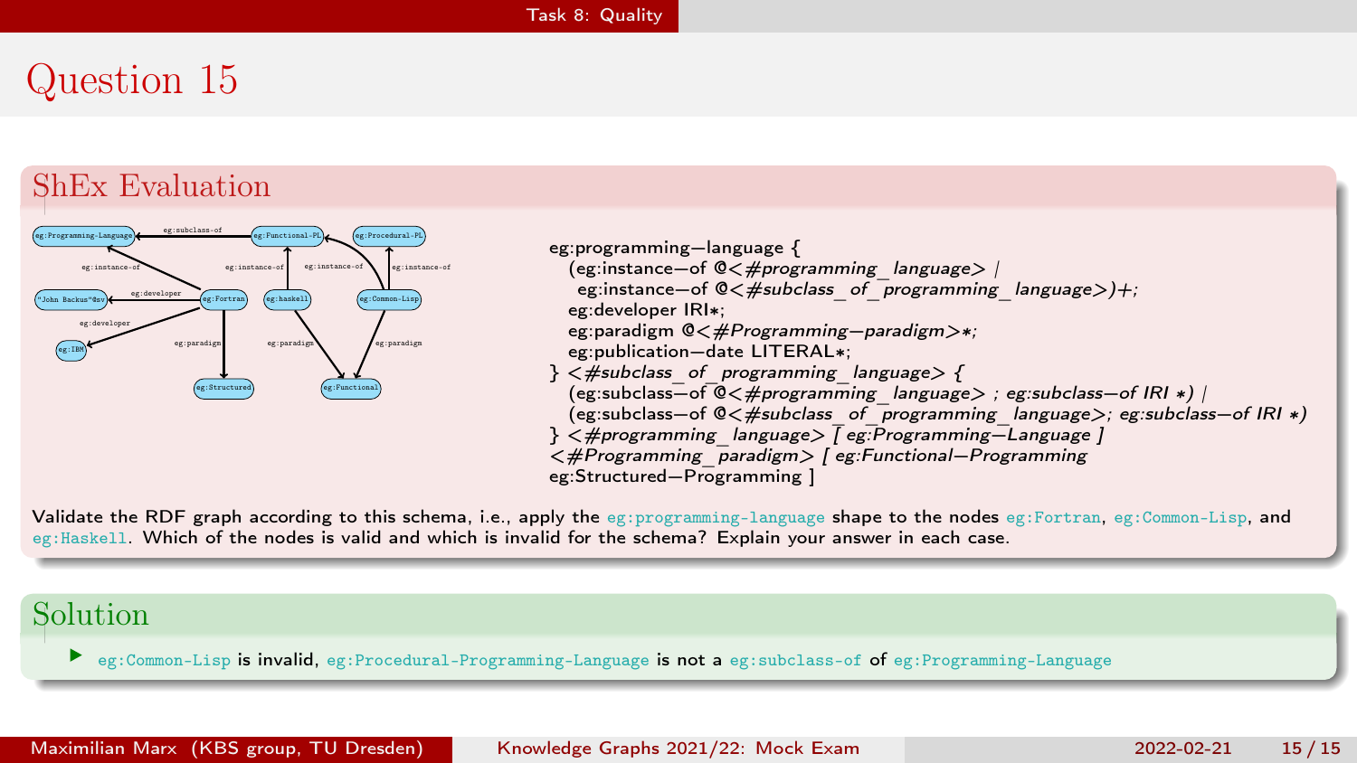# Question 15

## ShEx Evaluation

```
eg:programming-language {
  (eg:instance-of @<#programming_language> |
   eg:instance-of @<#subclass_of_programming_language>)+;
  eg:developer IRI*;
  eg:paradigm @<#Programming-paradigm>*;
  eg:publication-date LITERAL*;
} <#subclass_of_programming_language> {
  (eg:subclass-of @<#programming_language> ; eg:subclass-of IRI *) |
  (eg:subclass-of @<#subclass_of_programming_language>; eg:subclass-of IRI *)
} <#programming_language> [ eg:Programming-Language ]
<#Programming_paradigm> [ eg:Functional-Programming
eg:Structured-Programming ]
```

Validate the RDF graph according to this schema, i.e., apply the `eg:programming-language` shape to the nodes `eg:Fortran`, `eg:Common-Lisp`, and `eg:Haskell`. Which of the nodes is valid and which is invalid for the schema? Explain your answer in each case.

## Solution

- `eg:Common-Lisp` is invalid, `eg:Procedural-Programming-Language` is not a `eg:subclass-of` of `eg:Programming-Language`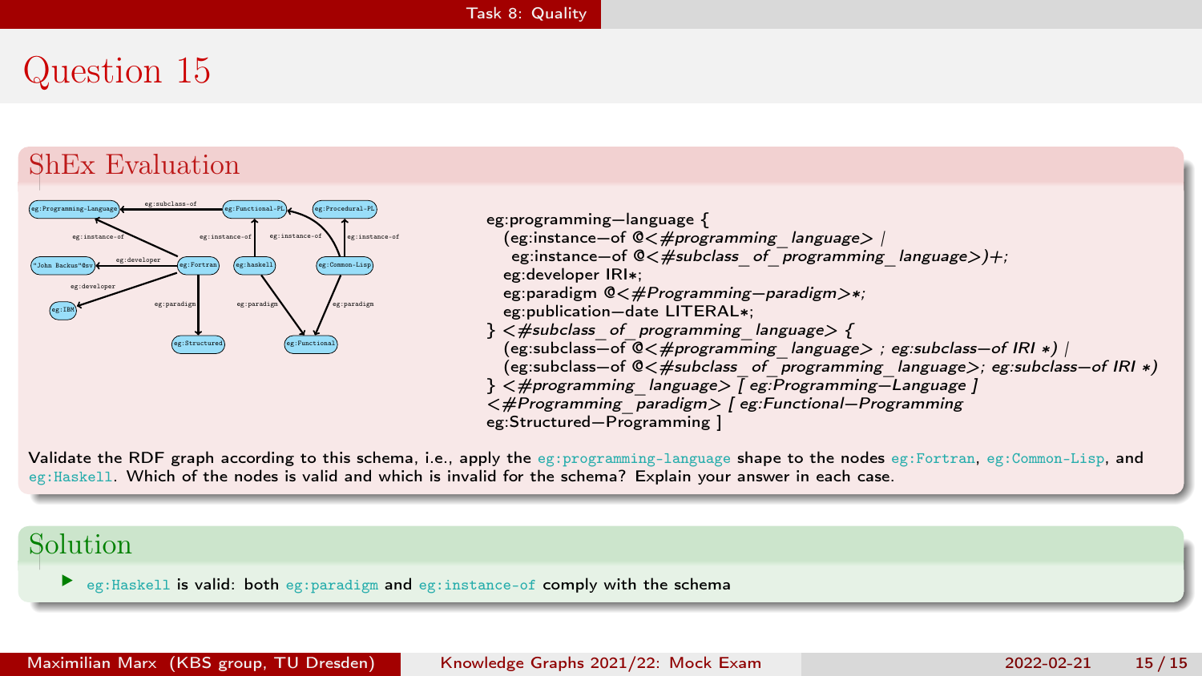# Question 15

## ShEx Evaluation

eg:Programming-Language
eg:subclass-of
eg:Functional-PL
eg:Procedural-PL
eg:instance-of
eg:instance-of
eg:instance-of
eg:instance-of
"John Backus"@sv
eg:developer
eg:Fortran
eg:haskell
eg:Common-Lisp
eg:developer
eg:IBM
eg:paradigm
eg:paradigm
eg:paradigm
eg:Structured
eg:Functional

```
eg:programming-language {
  (eg:instance-of @<#programming_language> |
   eg:instance-of @<#subclass_of_programming_language>)+;
  eg:developer IRI*;
  eg:paradigm @<#Programming-paradigm>*;
  eg:publication-date LITERAL*;
} <#subclass_of_programming_language> {
  (eg:subclass-of @<#programming_language> ; eg:subclass-of IRI *) |
  (eg:subclass-of @<#subclass_of_programming_language>; eg:subclass-of IRI *)
} <#programming_language> [ eg:Programming-Language ]
<#Programming_paradigm> [ eg:Functional-Programming
eg:Structured-Programming ]
```

Validate the RDF graph according to this schema, i.e., apply the `eg:programming-language` shape to the nodes `eg:Fortran`, `eg:Common-Lisp`, and `eg:Haskell`. Which of the nodes is valid and which is invalid for the schema? Explain your answer in each case.

## Solution

- `eg:Haskell` is valid: both `eg:paradigm` and `eg:instance-of` comply with the schema